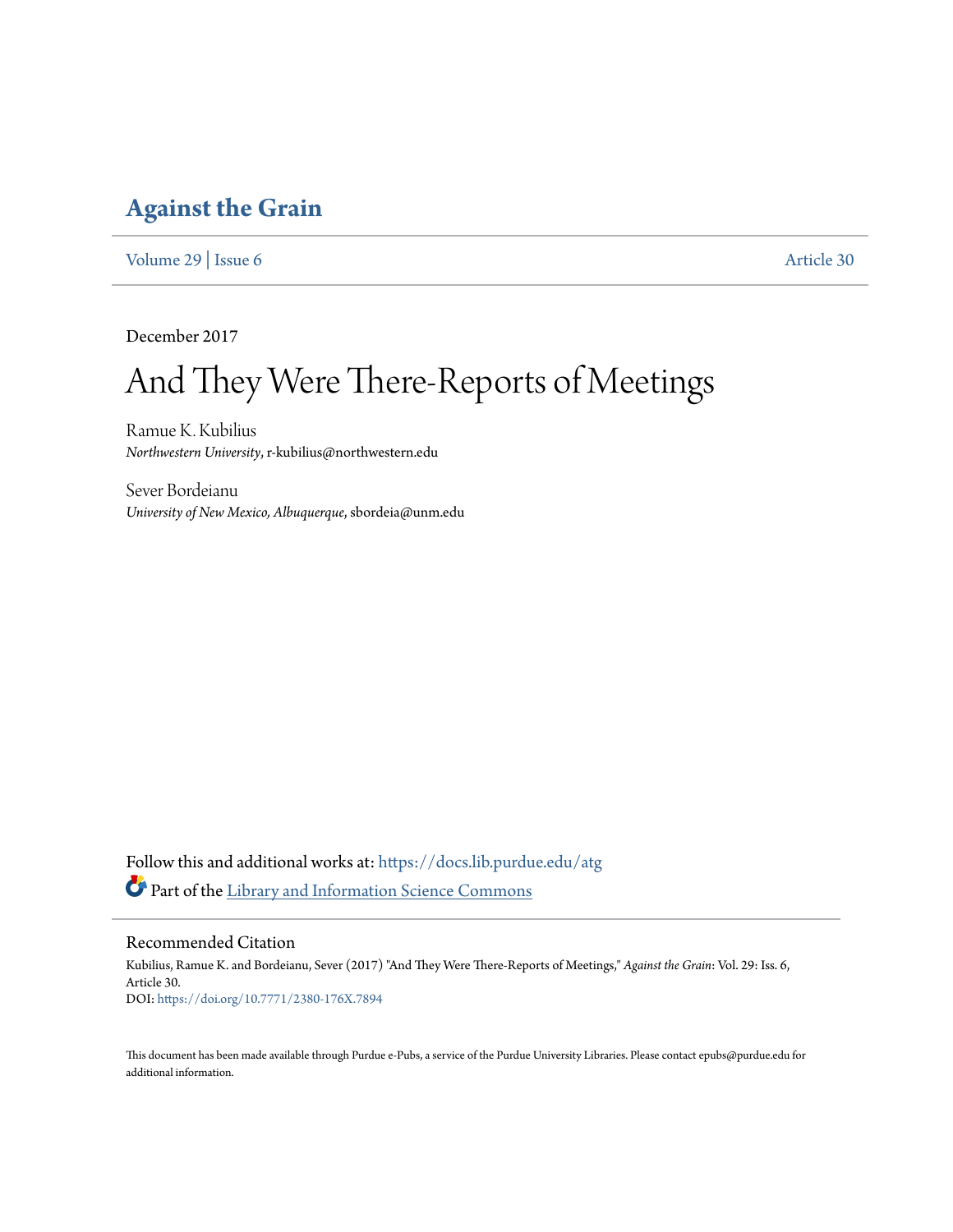# Against the Grain

Volume 29 | Issue 6 Article 30

December 2017

# And They Were There-Reports of Meetings

Ramue K. Kubilius
*Northwestern University*, r-kubilius@northwestern.edu

Sever Bordeianu
*University of New Mexico, Albuquerque*, sbordeia@unm.edu

Follow this and additional works at: https://docs.lib.purdue.edu/atg

Part of the Library and Information Science Commons

## Recommended Citation

Kubilius, Ramue K. and Bordeianu, Sever (2017) "And They Were There-Reports of Meetings," *Against the Grain*: Vol. 29: Iss. 6, Article 30.
DOI: https://doi.org/10.7771/2380-176X.7894

This document has been made available through Purdue e-Pubs, a service of the Purdue University Libraries. Please contact epubs@purdue.edu for additional information.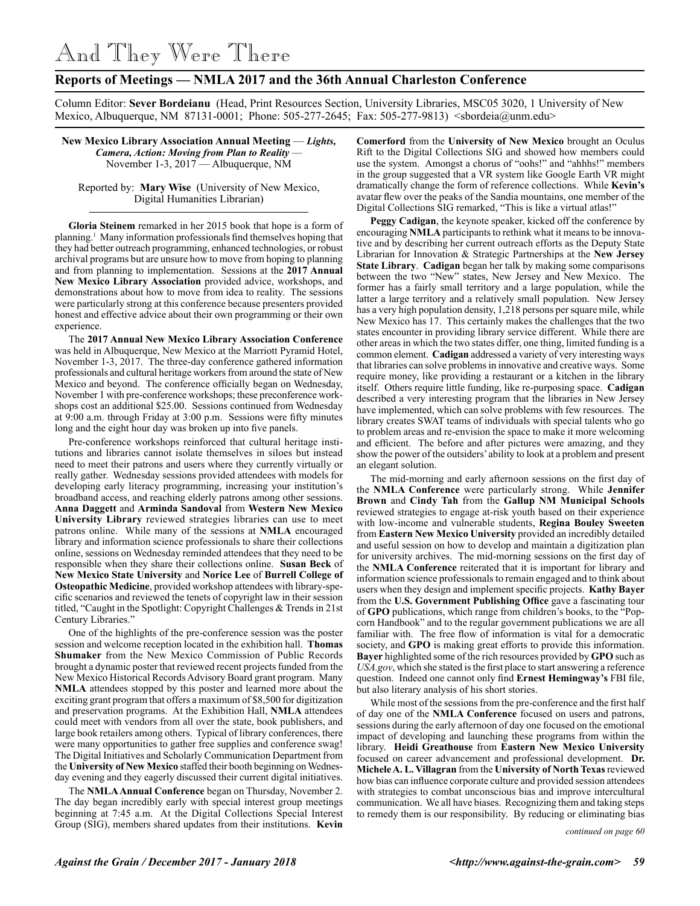# And They Were There

## Reports of Meetings — NMLA 2017 and the 36th Annual Charleston Conference

Column Editor: **Sever Bordeianu** (Head, Print Resources Section, University Libraries, MSC05 3020, 1 University of New Mexico, Albuquerque, NM 87131-0001; Phone: 505-277-2645; Fax: 505-277-9813) <sbordeia@unm.edu>

**New Mexico Library Association Annual Meeting** — ***Lights, Camera, Action: Moving from Plan to Reality*** — November 1-3, 2017 — Albuquerque, NM

Reported by: **Mary Wise** (University of New Mexico, Digital Humanities Librarian)

**Gloria Steinem** remarked in her 2015 book that hope is a form of planning.[1] Many information professionals find themselves hoping that they had better outreach programming, enhanced technologies, or robust archival programs but are unsure how to move from hoping to planning and from planning to implementation. Sessions at the **2017 Annual New Mexico Library Association** provided advice, workshops, and demonstrations about how to move from idea to reality. The sessions were particularly strong at this conference because presenters provided honest and effective advice about their own programming or their own experience.

The **2017 Annual New Mexico Library Association Conference** was held in Albuquerque, New Mexico at the Marriott Pyramid Hotel, November 1-3, 2017. The three-day conference gathered information professionals and cultural heritage workers from around the state of New Mexico and beyond. The conference officially began on Wednesday, November 1 with pre-conference workshops; these preconference workshops cost an additional $25.00. Sessions continued from Wednesday at 9:00 a.m. through Friday at 3:00 p.m. Sessions were fifty minutes long and the eight hour day was broken up into five panels.

Pre-conference workshops reinforced that cultural heritage institutions and libraries cannot isolate themselves in siloes but instead need to meet their patrons and users where they currently virtually or really gather. Wednesday sessions provided attendees with models for developing early literacy programming, increasing your institution's broadband access, and reaching elderly patrons among other sessions. **Anna Daggett** and **Arminda Sandoval** from **Western New Mexico University Library** reviewed strategies libraries can use to meet patrons online. While many of the sessions at **NMLA** encouraged library and information science professionals to share their collections online, sessions on Wednesday reminded attendees that they need to be responsible when they share their collections online. **Susan Beck** of **New Mexico State University** and **Norice Lee** of **Burrell College of Osteopathic Medicine**, provided workshop attendees with library-specific scenarios and reviewed the tenets of copyright law in their session titled, "Caught in the Spotlight: Copyright Challenges & Trends in 21st Century Libraries."

One of the highlights of the pre-conference session was the poster session and welcome reception located in the exhibition hall. **Thomas Shumaker** from the New Mexico Commission of Public Records brought a dynamic poster that reviewed recent projects funded from the New Mexico Historical Records Advisory Board grant program. Many **NMLA** attendees stopped by this poster and learned more about the exciting grant program that offers a maximum of $8,500 for digitization and preservation programs. At the Exhibition Hall, **NMLA** attendees could meet with vendors from all over the state, book publishers, and large book retailers among others. Typical of library conferences, there were many opportunities to gather free supplies and conference swag! The Digital Initiatives and Scholarly Communication Department from the **University of New Mexico** staffed their booth beginning on Wednesday evening and they eagerly discussed their current digital initiatives.

The **NMLA Annual Conference** began on Thursday, November 2. The day began incredibly early with special interest group meetings beginning at 7:45 a.m. At the Digital Collections Special Interest Group (SIG), members shared updates from their institutions. **Kevin Comerford** from the **University of New Mexico** brought an Oculus Rift to the Digital Collections SIG and showed how members could use the system. Amongst a chorus of "oohs!" and "ahhhs!" members in the group suggested that a VR system like Google Earth VR might dramatically change the form of reference collections. While **Kevin's** avatar flew over the peaks of the Sandia mountains, one member of the Digital Collections SIG remarked, "This is like a virtual atlas!"

**Peggy Cadigan**, the keynote speaker, kicked off the conference by encouraging **NMLA** participants to rethink what it means to be innovative and by describing her current outreach efforts as the Deputy State Librarian for Innovation & Strategic Partnerships at the **New Jersey State Library**. **Cadigan** began her talk by making some comparisons between the two "New" states, New Jersey and New Mexico. The former has a fairly small territory and a large population, while the latter a large territory and a relatively small population. New Jersey has a very high population density, 1,218 persons per square mile, while New Mexico has 17. This certainly makes the challenges that the two states encounter in providing library service different. While there are other areas in which the two states differ, one thing, limited funding is a common element. **Cadigan** addressed a variety of very interesting ways that libraries can solve problems in innovative and creative ways. Some require money, like providing a restaurant or a kitchen in the library itself. Others require little funding, like re-purposing space. **Cadigan** described a very interesting program that the libraries in New Jersey have implemented, which can solve problems with few resources. The library creates SWAT teams of individuals with special talents who go to problem areas and re-envision the space to make it more welcoming and efficient. The before and after pictures were amazing, and they show the power of the outsiders' ability to look at a problem and present an elegant solution.

The mid-morning and early afternoon sessions on the first day of the **NMLA Conference** were particularly strong. While **Jennifer Brown** and **Cindy Tah** from the **Gallup NM Municipal Schools** reviewed strategies to engage at-risk youth based on their experience with low-income and vulnerable students, **Regina Bouley Sweeten** from **Eastern New Mexico University** provided an incredibly detailed and useful session on how to develop and maintain a digitization plan for university archives. The mid-morning sessions on the first day of the **NMLA Conference** reiterated that it is important for library and information science professionals to remain engaged and to think about users when they design and implement specific projects. **Kathy Bayer** from the **U.S. Government Publishing Office** gave a fascinating tour of **GPO** publications, which range from children's books, to the "Popcorn Handbook" and to the regular government publications we are all familiar with. The free flow of information is vital for a democratic society, and **GPO** is making great efforts to provide this information. **Bayer** highlighted some of the rich resources provided by **GPO** such as *USA.gov*, which she stated is the first place to start answering a reference question. Indeed one cannot only find **Ernest Hemingway's** FBI file, but also literary analysis of his short stories.

While most of the sessions from the pre-conference and the first half of day one of the **NMLA Conference** focused on users and patrons, sessions during the early afternoon of day one focused on the emotional impact of developing and launching these programs from within the library. **Heidi Greathouse** from **Eastern New Mexico University** focused on career advancement and professional development. **Dr. Michele A. L. Villagran** from the **University of North Texas** reviewed how bias can influence corporate culture and provided session attendees with strategies to combat unconscious bias and improve intercultural communication. We all have biases. Recognizing them and taking steps to remedy them is our responsibility. By reducing or eliminating bias

*continued on page 60*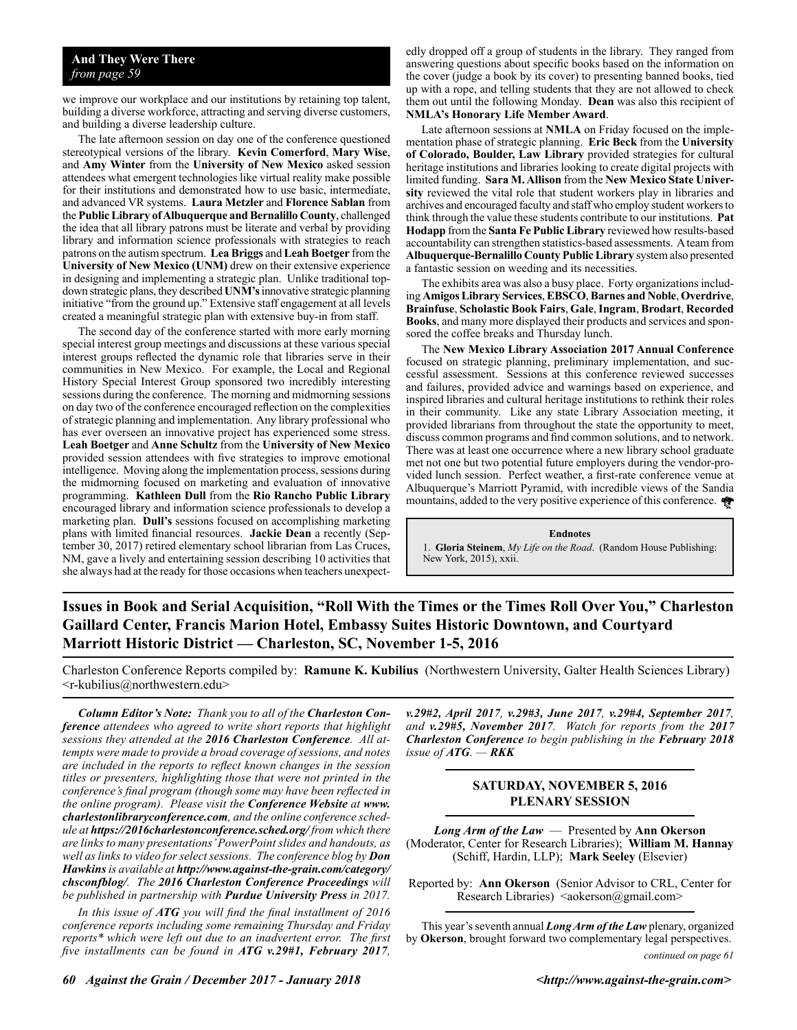**And They Were There**
*from page 59*

we improve our workplace and our institutions by retaining top talent, building a diverse workforce, attracting and serving diverse customers, and building a diverse leadership culture.

The late afternoon session on day one of the conference questioned stereotypical versions of the library. **Kevin Comerford**, **Mary Wise**, and **Amy Winter** from the **University of New Mexico** asked session attendees what emergent technologies like virtual reality make possible for their institutions and demonstrated how to use basic, intermediate, and advanced VR systems. **Laura Metzler** and **Florence Sablan** from the **Public Library of Albuquerque and Bernalillo County**, challenged the idea that all library patrons must be literate and verbal by providing library and information science professionals with strategies to reach patrons on the autism spectrum. **Lea Briggs** and **Leah Boetger** from the **University of New Mexico (UNM)** drew on their extensive experience in designing and implementing a strategic plan. Unlike traditional top-down strategic plans, they described **UNM's** innovative strategic planning initiative "from the ground up." Extensive staff engagement at all levels created a meaningful strategic plan with extensive buy-in from staff.

The second day of the conference started with more early morning special interest group meetings and discussions at these various special interest groups reflected the dynamic role that libraries serve in their communities in New Mexico. For example, the Local and Regional History Special Interest Group sponsored two incredibly interesting sessions during the conference. The morning and midmorning sessions on day two of the conference encouraged reflection on the complexities of strategic planning and implementation. Any library professional who has ever overseen an innovative project has experienced some stress. **Leah Boetger** and **Anne Schultz** from the **University of New Mexico** provided session attendees with five strategies to improve emotional intelligence. Moving along the implementation process, sessions during the midmorning focused on marketing and evaluation of innovative programming. **Kathleen Dull** from the **Rio Rancho Public Library** encouraged library and information science professionals to develop a marketing plan. **Dull's** sessions focused on accomplishing marketing plans with limited financial resources. **Jackie Dean** a recently (September 30, 2017) retired elementary school librarian from Las Cruces, NM, gave a lively and entertaining session describing 10 activities that she always had at the ready for those occasions when teachers unexpectedly dropped off a group of students in the library. They ranged from answering questions about specific books based on the information on the cover (judge a book by its cover) to presenting banned books, tied up with a rope, and telling students that they are not allowed to check them out until the following Monday. **Dean** was also this recipient of **NMLA's Honorary Life Member Award**.

Late afternoon sessions at **NMLA** on Friday focused on the implementation phase of strategic planning. **Eric Beck** from the **University of Colorado, Boulder, Law Library** provided strategies for cultural heritage institutions and libraries looking to create digital projects with limited funding. **Sara M. Allison** from the **New Mexico State University** reviewed the vital role that student workers play in libraries and archives and encouraged faculty and staff who employ student workers to think through the value these students contribute to our institutions. **Pat Hodapp** from the **Santa Fe Public Library** reviewed how results-based accountability can strengthen statistics-based assessments. A team from **Albuquerque-Bernalillo County Public Library** system also presented a fantastic session on weeding and its necessities.

The exhibits area was also a busy place. Forty organizations including **Amigos Library Services**, **EBSCO**, **Barnes and Noble**, **Overdrive**, **Brainfuse**, **Scholastic Book Fairs**, **Gale**, **Ingram**, **Brodart**, **Recorded Books**, and many more displayed their products and services and sponsored the coffee breaks and Thursday lunch.

The **New Mexico Library Association 2017 Annual Conference** focused on strategic planning, preliminary implementation, and successful assessment. Sessions at this conference reviewed successes and failures, provided advice and warnings based on experience, and inspired libraries and cultural heritage institutions to rethink their roles in their community. Like any state Library Association meeting, it provided librarians from throughout the state the opportunity to meet, discuss common programs and find common solutions, and to network. There was at least one occurrence where a new library school graduate met not one but two potential future employers during the vendor-provided lunch session. Perfect weather, a first-rate conference venue at Albuquerque's Marriott Pyramid, with incredible views of the Sandia mountains, added to the very positive experience of this conference.

**Endnotes**

1. **Gloria Steinem**, *My Life on the Road*. (Random House Publishing: New York, 2015), xxii.

## Issues in Book and Serial Acquisition, "Roll With the Times or the Times Roll Over You," Charleston Gaillard Center, Francis Marion Hotel, Embassy Suites Historic Downtown, and Courtyard Marriott Historic District — Charleston, SC, November 1-5, 2016

Charleston Conference Reports compiled by: **Ramune K. Kubilius** (Northwestern University, Galter Health Sciences Library) <r-kubilius@northwestern.edu>

***Column Editor's Note:*** *Thank you to all of the* ***Charleston Conference*** *attendees who agreed to write short reports that highlight sessions they attended at the* ***2016 Charleston Conference****. All attempts were made to provide a broad coverage of sessions, and notes are included in the reports to reflect known changes in the session titles or presenters, highlighting those that were not printed in the conference's final program (though some may have been reflected in the online program). Please visit the* ***Conference Website*** *at* ***www.charlestonlibraryconference.com****, and the online conference schedule at* ***https://2016charlestonconference.sched.org/*** *from which there are links to many presentations' PowerPoint slides and handouts, as well as links to video for select sessions. The conference blog by* ***Don Hawkins*** *is available at* ***http://www.against-the-grain.com/category/chsconfblog/****. The* ***2016 Charleston Conference Proceedings*** *will be published in partnership with* ***Purdue University Press*** *in 2017.*

*In this issue of* ***ATG*** *you will find the final installment of 2016 conference reports including some remaining Thursday and Friday reports\* which were left out due to an inadvertent error. The first five installments can be found in* ***ATG v.29#1, February 2017, v.29#2, April 2017, v.29#3, June 2017, v.29#4, September 2017,*** *and* ***v.29#5, November 2017****. Watch for reports from the* ***2017 Charleston Conference*** *to begin publishing in the* ***February 2018*** *issue of* ***ATG****. —* ***RKK***

### SATURDAY, NOVEMBER 5, 2016
### PLENARY SESSION

***Long Arm of the Law*** — Presented by **Ann Okerson** (Moderator, Center for Research Libraries); **William M. Hannay** (Schiff, Hardin, LLP); **Mark Seeley** (Elsevier)

Reported by: **Ann Okerson** (Senior Advisor to CRL, Center for Research Libraries) <aokerson@gmail.com>

This year's seventh annual ***Long Arm of the Law*** plenary, organized by **Okerson**, brought forward two complementary legal perspectives.

*continued on page 61*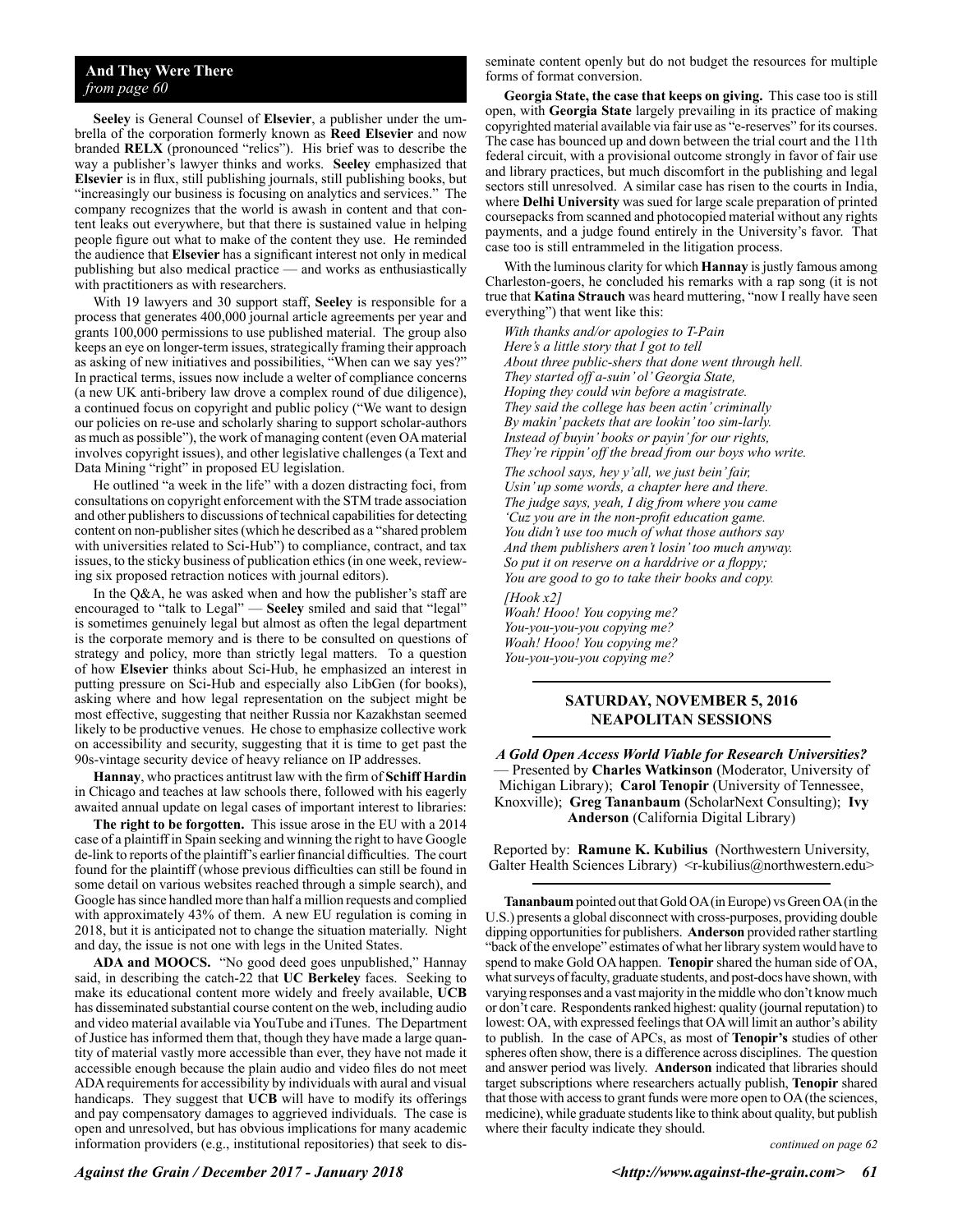**And They Were There**
*from page 60*

**Seeley** is General Counsel of **Elsevier**, a publisher under the umbrella of the corporation formerly known as **Reed Elsevier** and now branded **RELX** (pronounced "relics"). His brief was to describe the way a publisher's lawyer thinks and works. **Seeley** emphasized that **Elsevier** is in flux, still publishing journals, still publishing books, but "increasingly our business is focusing on analytics and services." The company recognizes that the world is awash in content and that content leaks out everywhere, but that there is sustained value in helping people figure out what to make of the content they use. He reminded the audience that **Elsevier** has a significant interest not only in medical publishing but also medical practice — and works as enthusiastically with practitioners as with researchers.

With 19 lawyers and 30 support staff, **Seeley** is responsible for a process that generates 400,000 journal article agreements per year and grants 100,000 permissions to use published material. The group also keeps an eye on longer-term issues, strategically framing their approach as asking of new initiatives and possibilities, "When can we say yes?" In practical terms, issues now include a welter of compliance concerns (a new UK anti-bribery law drove a complex round of due diligence), a continued focus on copyright and public policy ("We want to design our policies on re-use and scholarly sharing to support scholar-authors as much as possible"), the work of managing content (even OA material involves copyright issues), and other legislative challenges (a Text and Data Mining "right" in proposed EU legislation.

He outlined "a week in the life" with a dozen distracting foci, from consultations on copyright enforcement with the STM trade association and other publishers to discussions of technical capabilities for detecting content on non-publisher sites (which he described as a "shared problem with universities related to Sci-Hub") to compliance, contract, and tax issues, to the sticky business of publication ethics (in one week, reviewing six proposed retraction notices with journal editors).

In the Q&A, he was asked when and how the publisher's staff are encouraged to "talk to Legal" — **Seeley** smiled and said that "legal" is sometimes genuinely legal but almost as often the legal department is the corporate memory and is there to be consulted on questions of strategy and policy, more than strictly legal matters. To a question of how **Elsevier** thinks about Sci-Hub, he emphasized an interest in putting pressure on Sci-Hub and especially also LibGen (for books), asking where and how legal representation on the subject might be most effective, suggesting that neither Russia nor Kazakhstan seemed likely to be productive venues. He chose to emphasize collective work on accessibility and security, suggesting that it is time to get past the 90s-vintage security device of heavy reliance on IP addresses.

**Hannay**, who practices antitrust law with the firm of **Schiff Hardin** in Chicago and teaches at law schools there, followed with his eagerly awaited annual update on legal cases of important interest to libraries:

**The right to be forgotten.** This issue arose in the EU with a 2014 case of a plaintiff in Spain seeking and winning the right to have Google de-link to reports of the plaintiff's earlier financial difficulties. The court found for the plaintiff (whose previous difficulties can still be found in some detail on various websites reached through a simple search), and Google has since handled more than half a million requests and complied with approximately 43% of them. A new EU regulation is coming in 2018, but it is anticipated not to change the situation materially. Night and day, the issue is not one with legs in the United States.

**ADA and MOOCS.** "No good deed goes unpublished," Hannay said, in describing the catch-22 that **UC Berkeley** faces. Seeking to make its educational content more widely and freely available, **UCB** has disseminated substantial course content on the web, including audio and video material available via YouTube and iTunes. The Department of Justice has informed them that, though they have made a large quantity of material vastly more accessible than ever, they have not made it accessible enough because the plain audio and video files do not meet ADA requirements for accessibility by individuals with aural and visual handicaps. They suggest that **UCB** will have to modify its offerings and pay compensatory damages to aggrieved individuals. The case is open and unresolved, but has obvious implications for many academic information providers (e.g., institutional repositories) that seek to disseminate content openly but do not budget the resources for multiple forms of format conversion.

**Georgia State, the case that keeps on giving.** This case too is still open, with **Georgia State** largely prevailing in its practice of making copyrighted material available via fair use as "e-reserves" for its courses. The case has bounced up and down between the trial court and the 11th federal circuit, with a provisional outcome strongly in favor of fair use and library practices, but much discomfort in the publishing and legal sectors still unresolved. A similar case has risen to the courts in India, where **Delhi University** was sued for large scale preparation of printed coursepacks from scanned and photocopied material without any rights payments, and a judge found entirely in the University's favor. That case too is still entrammeled in the litigation process.

With the luminous clarity for which **Hannay** is justly famous among Charleston-goers, he concluded his remarks with a rap song (it is not true that **Katina Strauch** was heard muttering, "now I really have seen everything") that went like this:

*With thanks and/or apologies to T-Pain*
*Here's a little story that I got to tell*
*About three public-shers that done went through hell.*
*They started off a-suin' ol' Georgia State,*
*Hoping they could win before a magistrate.*
*They said the college has been actin' criminally*
*By makin' packets that are lookin' too sim-larly.*
*Instead of buyin' books or payin' for our rights,*
*They're rippin' off the bread from our boys who write.*

*The school says, hey y'all, we just bein' fair,*
*Usin' up some words, a chapter here and there.*
*The judge says, yeah, I dig from where you came*
*'Cuz you are in the non-profit education game.*
*You didn't use too much of what those authors say*
*And them publishers aren't losin' too much anyway.*
*So put it on reserve on a harddrive or a floppy;*
*You are good to go to take their books and copy.*

*[Hook x2]*
*Woah! Hooo! You copying me?*
*You-you-you-you copying me?*
*Woah! Hooo! You copying me?*
*You-you-you-you copying me?*

## SATURDAY, NOVEMBER 5, 2016 NEAPOLITAN SESSIONS

***A Gold Open Access World Viable for Research Universities?*** — Presented by **Charles Watkinson** (Moderator, University of Michigan Library); **Carol Tenopir** (University of Tennessee, Knoxville); **Greg Tananbaum** (ScholarNext Consulting); **Ivy Anderson** (California Digital Library)

Reported by: **Ramune K. Kubilius** (Northwestern University, Galter Health Sciences Library) <r-kubilius@northwestern.edu>

**Tananbaum** pointed out that Gold OA (in Europe) vs Green OA (in the U.S.) presents a global disconnect with cross-purposes, providing double dipping opportunities for publishers. **Anderson** provided rather startling "back of the envelope" estimates of what her library system would have to spend to make Gold OA happen. **Tenopir** shared the human side of OA, what surveys of faculty, graduate students, and post-docs have shown, with varying responses and a vast majority in the middle who don't know much or don't care. Respondents ranked highest: quality (journal reputation) to lowest: OA, with expressed feelings that OA will limit an author's ability to publish. In the case of APCs, as most of **Tenopir's** studies of other spheres often show, there is a difference across disciplines. The question and answer period was lively. **Anderson** indicated that libraries should target subscriptions where researchers actually publish, **Tenopir** shared that those with access to grant funds were more open to OA (the sciences, medicine), while graduate students like to think about quality, but publish where their faculty indicate they should.

*continued on page 62*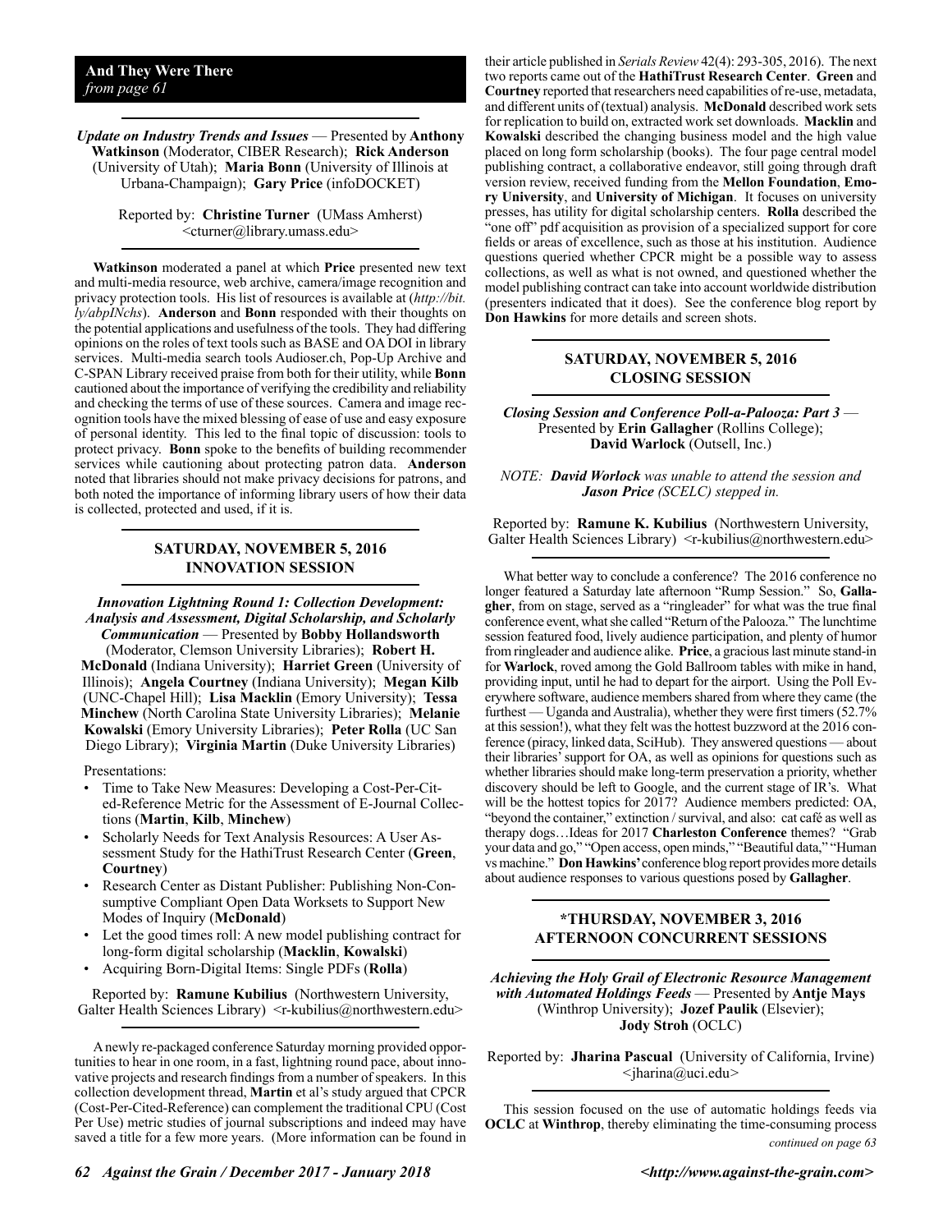**And They Were There**
*from page 61*

***Update on Industry Trends and Issues*** — Presented by **Anthony Watkinson** (Moderator, CIBER Research); **Rick Anderson** (University of Utah); **Maria Bonn** (University of Illinois at Urbana-Champaign); **Gary Price** (infoDOCKET)

Reported by: **Christine Turner** (UMass Amherst) <cturner@library.umass.edu>

**Watkinson** moderated a panel at which **Price** presented new text and multi-media resource, web archive, camera/image recognition and privacy protection tools. His list of resources is available at (*http://bit.ly/abpINchs*). **Anderson** and **Bonn** responded with their thoughts on the potential applications and usefulness of the tools. They had differing opinions on the roles of text tools such as BASE and OA DOI in library services. Multi-media search tools Audioser.ch, Pop-Up Archive and C-SPAN Library received praise from both for their utility, while **Bonn** cautioned about the importance of verifying the credibility and reliability and checking the terms of use of these sources. Camera and image recognition tools have the mixed blessing of ease of use and easy exposure of personal identity. This led to the final topic of discussion: tools to protect privacy. **Bonn** spoke to the benefits of building recommender services while cautioning about protecting patron data. **Anderson** noted that libraries should not make privacy decisions for patrons, and both noted the importance of informing library users of how their data is collected, protected and used, if it is.

## SATURDAY, NOVEMBER 5, 2016 INNOVATION SESSION

***Innovation Lightning Round 1: Collection Development: Analysis and Assessment, Digital Scholarship, and Scholarly Communication*** — Presented by **Bobby Hollandsworth** (Moderator, Clemson University Libraries); **Robert H. McDonald** (Indiana University); **Harriet Green** (University of Illinois); **Angela Courtney** (Indiana University); **Megan Kilb** (UNC-Chapel Hill); **Lisa Macklin** (Emory University); **Tessa Minchew** (North Carolina State University Libraries); **Melanie Kowalski** (Emory University Libraries); **Peter Rolla** (UC San Diego Library); **Virginia Martin** (Duke University Libraries)

Presentations:

- Time to Take New Measures: Developing a Cost-Per-Cited-Reference Metric for the Assessment of E-Journal Collections (**Martin**, **Kilb**, **Minchew**)
- Scholarly Needs for Text Analysis Resources: A User Assessment Study for the HathiTrust Research Center (**Green**, **Courtney**)
- Research Center as Distant Publisher: Publishing Non-Consumptive Compliant Open Data Worksets to Support New Modes of Inquiry (**McDonald**)
- Let the good times roll: A new model publishing contract for long-form digital scholarship (**Macklin**, **Kowalski**)
- Acquiring Born-Digital Items: Single PDFs (**Rolla**)

Reported by: **Ramune Kubilius** (Northwestern University, Galter Health Sciences Library) <r-kubilius@northwestern.edu>

A newly re-packaged conference Saturday morning provided opportunities to hear in one room, in a fast, lightning round pace, about innovative projects and research findings from a number of speakers. In this collection development thread, **Martin** et al's study argued that CPCR (Cost-Per-Cited-Reference) can complement the traditional CPU (Cost Per Use) metric studies of journal subscriptions and indeed may have saved a title for a few more years. (More information can be found in their article published in *Serials Review* 42(4): 293-305, 2016). The next two reports came out of the **HathiTrust Research Center**. **Green** and **Courtney** reported that researchers need capabilities of re-use, metadata, and different units of (textual) analysis. **McDonald** described work sets for replication to build on, extracted work set downloads. **Macklin** and **Kowalski** described the changing business model and the high value placed on long form scholarship (books). The four page central model publishing contract, a collaborative endeavor, still going through draft version review, received funding from the **Mellon Foundation**, **Emory University**, and **University of Michigan**. It focuses on university presses, has utility for digital scholarship centers. **Rolla** described the "one off" pdf acquisition as provision of a specialized support for core fields or areas of excellence, such as those at his institution. Audience questions queried whether CPCR might be a possible way to assess collections, as well as what is not owned, and questioned whether the model publishing contract can take into account worldwide distribution (presenters indicated that it does). See the conference blog report by **Don Hawkins** for more details and screen shots.

## SATURDAY, NOVEMBER 5, 2016 CLOSING SESSION

***Closing Session and Conference Poll-a-Palooza: Part 3*** — Presented by **Erin Gallagher** (Rollins College); **David Warlock** (Outsell, Inc.)

*NOTE: **David Worlock** was unable to attend the session and **Jason Price** (SCELC) stepped in.*

Reported by: **Ramune K. Kubilius** (Northwestern University, Galter Health Sciences Library) <r-kubilius@northwestern.edu>

What better way to conclude a conference? The 2016 conference no longer featured a Saturday late afternoon "Rump Session." So, **Gallagher**, from on stage, served as a "ringleader" for what was the true final conference event, what she called "Return of the Palooza." The lunchtime session featured food, lively audience participation, and plenty of humor from ringleader and audience alike. **Price**, a gracious last minute stand-in for **Warlock**, roved among the Gold Ballroom tables with mike in hand, providing input, until he had to depart for the airport. Using the Poll Everywhere software, audience members shared from where they came (the furthest — Uganda and Australia), whether they were first timers (52.7% at this session!), what they felt was the hottest buzzword at the 2016 conference (piracy, linked data, SciHub). They answered questions — about their libraries' support for OA, as well as opinions for questions such as whether libraries should make long-term preservation a priority, whether discovery should be left to Google, and the current stage of IR's. What will be the hottest topics for 2017? Audience members predicted: OA, "beyond the container," extinction / survival, and also: cat café as well as therapy dogs…Ideas for 2017 **Charleston Conference** themes? "Grab your data and go," "Open access, open minds," "Beautiful data," "Human vs machine." **Don Hawkins'** conference blog report provides more details about audience responses to various questions posed by **Gallagher**.

## *THURSDAY, NOVEMBER 3, 2016 AFTERNOON CONCURRENT SESSIONS

***Achieving the Holy Grail of Electronic Resource Management with Automated Holdings Feeds*** — Presented by **Antje Mays** (Winthrop University); **Jozef Paulik** (Elsevier); **Jody Stroh** (OCLC)

Reported by: **Jharina Pascual** (University of California, Irvine) <jharina@uci.edu>

This session focused on the use of automatic holdings feeds via **OCLC** at **Winthrop**, thereby eliminating the time-consuming process

*continued on page 63*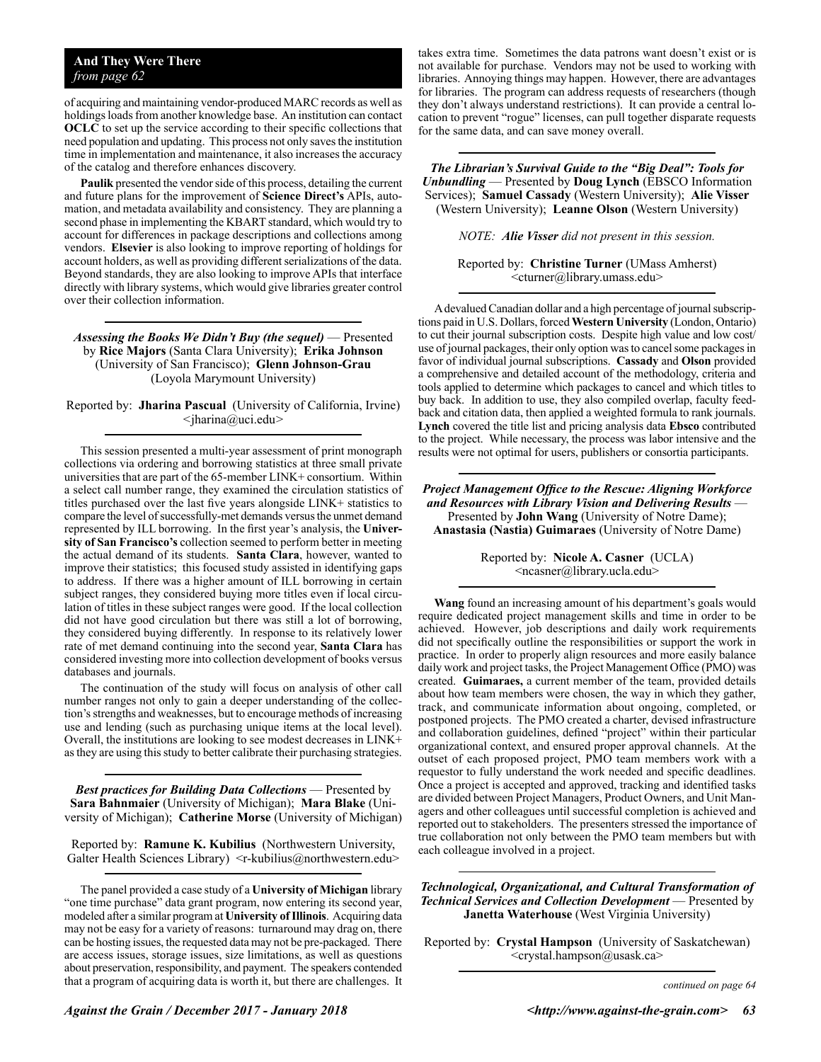**And They Were There**
*from page 62*

of acquiring and maintaining vendor-produced MARC records as well as holdings loads from another knowledge base. An institution can contact **OCLC** to set up the service according to their specific collections that need population and updating. This process not only saves the institution time in implementation and maintenance, it also increases the accuracy of the catalog and therefore enhances discovery.

**Paulik** presented the vendor side of this process, detailing the current and future plans for the improvement of **Science Direct's** APIs, automation, and metadata availability and consistency. They are planning a second phase in implementing the KBART standard, which would try to account for differences in package descriptions and collections among vendors. **Elsevier** is also looking to improve reporting of holdings for account holders, as well as providing different serializations of the data. Beyond standards, they are also looking to improve APIs that interface directly with library systems, which would give libraries greater control over their collection information.

---

***Assessing the Books We Didn't Buy (the sequel)*** — Presented by **Rice Majors** (Santa Clara University); **Erika Johnson** (University of San Francisco); **Glenn Johnson-Grau** (Loyola Marymount University)

Reported by: **Jharina Pascual** (University of California, Irvine) <jharina@uci.edu>

---

This session presented a multi-year assessment of print monograph collections via ordering and borrowing statistics at three small private universities that are part of the 65-member LINK+ consortium. Within a select call number range, they examined the circulation statistics of titles purchased over the last five years alongside LINK+ statistics to compare the level of successfully-met demands versus the unmet demand represented by ILL borrowing. In the first year's analysis, the **University of San Francisco's** collection seemed to perform better in meeting the actual demand of its students. **Santa Clara**, however, wanted to improve their statistics; this focused study assisted in identifying gaps to address. If there was a higher amount of ILL borrowing in certain subject ranges, they considered buying more titles even if local circulation of titles in these subject ranges were good. If the local collection did not have good circulation but there was still a lot of borrowing, they considered buying differently. In response to its relatively lower rate of met demand continuing into the second year, **Santa Clara** has considered investing more into collection development of books versus databases and journals.

The continuation of the study will focus on analysis of other call number ranges not only to gain a deeper understanding of the collection's strengths and weaknesses, but to encourage methods of increasing use and lending (such as purchasing unique items at the local level). Overall, the institutions are looking to see modest decreases in LINK+ as they are using this study to better calibrate their purchasing strategies.

---

***Best practices for Building Data Collections*** — Presented by **Sara Bahnmaier** (University of Michigan); **Mara Blake** (University of Michigan); **Catherine Morse** (University of Michigan)

Reported by: **Ramune K. Kubilius** (Northwestern University, Galter Health Sciences Library) <r-kubilius@northwestern.edu>

---

The panel provided a case study of a **University of Michigan** library "one time purchase" data grant program, now entering its second year, modeled after a similar program at **University of Illinois**. Acquiring data may not be easy for a variety of reasons: turnaround may drag on, there can be hosting issues, the requested data may not be pre-packaged. There are access issues, storage issues, size limitations, as well as questions about preservation, responsibility, and payment. The speakers contended that a program of acquiring data is worth it, but there are challenges. It takes extra time. Sometimes the data patrons want doesn't exist or is not available for purchase. Vendors may not be used to working with libraries. Annoying things may happen. However, there are advantages for libraries. The program can address requests of researchers (though they don't always understand restrictions). It can provide a central location to prevent "rogue" licenses, can pull together disparate requests for the same data, and can save money overall.

---

***The Librarian's Survival Guide to the "Big Deal": Tools for Unbundling*** — Presented by **Doug Lynch** (EBSCO Information Services); **Samuel Cassady** (Western University); **Alie Visser** (Western University); **Leanne Olson** (Western University)

*NOTE: **Alie Visser** did not present in this session.*

Reported by: **Christine Turner** (UMass Amherst) <cturner@library.umass.edu>

---

A devalued Canadian dollar and a high percentage of journal subscriptions paid in U.S. Dollars, forced **Western University** (London, Ontario) to cut their journal subscription costs. Despite high value and low cost/use of journal packages, their only option was to cancel some packages in favor of individual journal subscriptions. **Cassady** and **Olson** provided a comprehensive and detailed account of the methodology, criteria and tools applied to determine which packages to cancel and which titles to buy back. In addition to use, they also compiled overlap, faculty feedback and citation data, then applied a weighted formula to rank journals. **Lynch** covered the title list and pricing analysis data **Ebsco** contributed to the project. While necessary, the process was labor intensive and the results were not optimal for users, publishers or consortia participants.

---

***Project Management Office to the Rescue: Aligning Workforce and Resources with Library Vision and Delivering Results*** — Presented by **John Wang** (University of Notre Dame); **Anastasia (Nastia) Guimaraes** (University of Notre Dame)

Reported by: **Nicole A. Casner** (UCLA) <ncasner@library.ucla.edu>

---

**Wang** found an increasing amount of his department's goals would require dedicated project management skills and time in order to be achieved. However, job descriptions and daily work requirements did not specifically outline the responsibilities or support the work in practice. In order to properly align resources and more easily balance daily work and project tasks, the Project Management Office (PMO) was created. **Guimaraes,** a current member of the team, provided details about how team members were chosen, the way in which they gather, track, and communicate information about ongoing, completed, or postponed projects. The PMO created a charter, devised infrastructure and collaboration guidelines, defined "project" within their particular organizational context, and ensured proper approval channels. At the outset of each proposed project, PMO team members work with a requestor to fully understand the work needed and specific deadlines. Once a project is accepted and approved, tracking and identified tasks are divided between Project Managers, Product Owners, and Unit Managers and other colleagues until successful completion is achieved and reported out to stakeholders. The presenters stressed the importance of true collaboration not only between the PMO team members but with each colleague involved in a project.

---

***Technological, Organizational, and Cultural Transformation of Technical Services and Collection Development*** — Presented by **Janetta Waterhouse** (West Virginia University)

Reported by: **Crystal Hampson** (University of Saskatchewan) <crystal.hampson@usask.ca>

---

*continued on page 64*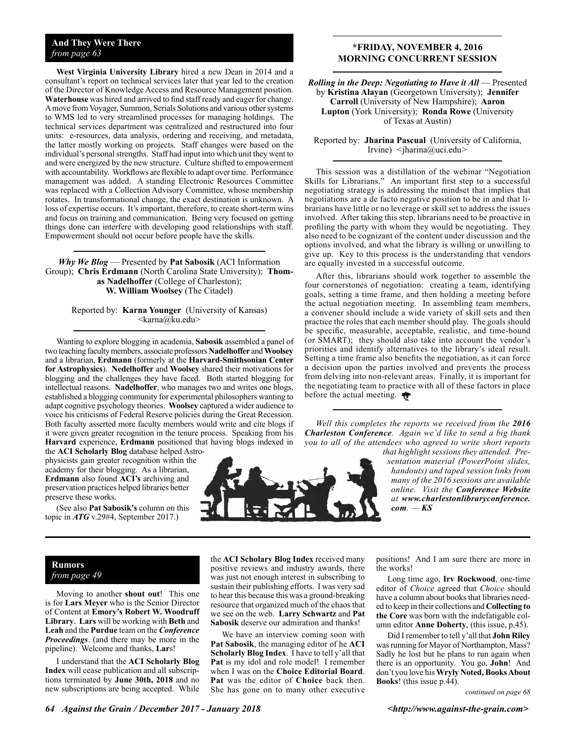## And They Were There
*from page 63*

**West Virginia University Library** hired a new Dean in 2014 and a consultant's report on technical services later that year led to the creation of the Director of Knowledge Access and Resource Management position. **Waterhouse** was hired and arrived to find staff ready and eager for change. A move from Voyager, Summon, Serials Solutions and various other systems to WMS led to very streamlined processes for managing holdings. The technical services department was centralized and restructured into four units: e-resources, data analysis, ordering and receiving, and metadata, the latter mostly working on projects. Staff changes were based on the individual's personal strengths. Staff had input into which unit they went to and were energized by the new structure. Culture shifted to empowerment with accountability. Workflows are flexible to adapt over time. Performance management was added. A standing Electronic Resources Committee was replaced with a Collection Advisory Committee, whose membership rotates. In transformational change, the exact destination is unknown. A loss of expertise occurs. It's important, therefore, to create short-term wins and focus on training and communication. Being very focused on getting things done can interfere with developing good relationships with staff. Empowerment should not occur before people have the skills.

***Why We Blog*** — Presented by **Pat Sabosik** (ACI Information Group); **Chris Erdmann** (North Carolina State University); **Thomas Nadelhoffer** (College of Charleston); **W. William Woolsey** (The Citadel)

Reported by: **Karna Younger** (University of Kansas) <karna@ku.edu>

Wanting to explore blogging in academia, **Sabosik** assembled a panel of two teaching faculty members, associate professors **Nadelhoffer** and **Woolsey** and a librarian, **Erdmann** (formerly at the **Harvard-Smithsonian Center for Astrophysics**). **Nedelhoffer** and **Woolsey** shared their motivations for blogging and the challenges they have faced. Both started blogging for intellectual reasons. **Nadelhoffer**, who manages two and writes one blogs, established a blogging community for experimental philosophers wanting to adapt cognitive psychology theories. **Woolsey** captured a wider audience to voice his criticisms of Federal Reserve policies during the Great Recession. Both faculty asserted more faculty members would write and cite blogs if it were given greater recognition in the tenure process. Speaking from his **Harvard** experience, **Erdmann** positioned that having blogs indexed in the **ACI Scholarly Blog** database helped Astrophysicists gain greater recognition within the academy for their blogging. As a librarian, **Erdmann** also found **ACI's** archiving and preservation practices helped libraries better preserve these works.

(See also **Pat Sabosik's** column on this topic in ***ATG*** v.29#4, September 2017.)

### *FRIDAY, NOVEMBER 4, 2016 MORNING CONCURRENT SESSION

***Rolling in the Deep: Negotiating to Have it All*** — Presented by **Kristina Alayan** (Georgetown University); **Jennifer Carroll** (University of New Hampshire); **Aaron Lupton** (York University); **Ronda Rowe** (University of Texas at Austin)

Reported by: **Jharina Pascual** (University of California, Irvine) <jharina@uci.edu>

This session was a distillation of the webinar "Negotiation Skills for Librarians." An important first step to a successful negotiating strategy is addressing the mindset that implies that negotiations are a de facto negative position to be in and that librarians have little or no leverage or skill set to address the issues involved. After taking this step, librarians need to be proactive in profiling the party with whom they would be negotiating. They also need to be cognizant of the content under discussion and the options involved, and what the library is willing or unwilling to give up. Key to this process is the understanding that vendors are equally invested in a successful outcome.

After this, librarians should work together to assemble the four cornerstones of negotiation: creating a team, identifying goals, setting a time frame, and then holding a meeting before the actual negotiation meeting. In assembling team members, a convener should include a wide variety of skill sets and then practice the roles that each member should play. The goals should be specific, measurable, acceptable, realistic, and time-bound (or SMART); they should also take into account the vendor's priorities and identify alternatives to the library's ideal result. Setting a time frame also benefits the negotiation, as it can force a decision upon the parties involved and prevents the process from delving into non-relevant areas. Finally, it is important for the negotiating team to practice with all of these factors in place before the actual meeting.

*Well this completes the reports we received from the **2016 Charleston Conference**. Again we'd like to send a big thank you to all of the attendees who agreed to write short reports that highlight sessions they attended. Presentation material (PowerPoint slides, handouts) and taped session links from many of the 2016 sessions are available online. Visit the **Conference Website** at **www.charlestonlibraryconference.com**. — **KS***

## Rumors
*from page 49*

Moving to another **shout out**! This one is for **Lars Meyer** who is the Senior Director of Content at **Emory's Robert W. Woodruff Library**. **Lars** will be working with **Beth** and **Leah** and the **Purdue** team on the ***Conference Proceedings***. (and there may be more in the pipeline). Welcome and thanks, **Lar**s!

I understand that the **ACI Scholarly Blog Index** will cease publication and all subscriptions terminated by **June 30th, 2018** and no new subscriptions are being accepted. While the **ACI Scholary Blog Index** received many positive reviews and industry awards, there was just not enough interest in subscribing to sustain their publishing efforts. I was very sad to hear this because this was a ground-breaking resource that organized much of the chaos that we see on the web. **Larry Schwartz** and **Pat Sabosik** deserve our admiration and thanks!

We have an interview coming soon with **Pat Sabosik**, the managing editor of he **ACI Scholarly Blog Index**. I have to tell y'all that **Pat** is my idol and role model! I remember when I was on the **Choice Editorial Board**. **Pat** was the editor of **Choice** back then. She has gone on to many other executive positions! And I am sure there are more in the works!

Long time ago, **Irv Rockwood**, one-time editor of *Choice* agreed that *Choice* should have a column about books that libraries needed to keep in their collections and **Collecting to the Core** was born with the indefatigable column editor **Anne Doherty**, (this issue, p,45).

Did I remember to tell y'all that **John Riley** was running for Mayor of Northampton, Mass? Sadly he lost but he plans to run again when there is an opportunity. You go, **John**! And don't you love his **Wryly Noted, Books About Books**! (this issue p.44).

*continued on page 68*